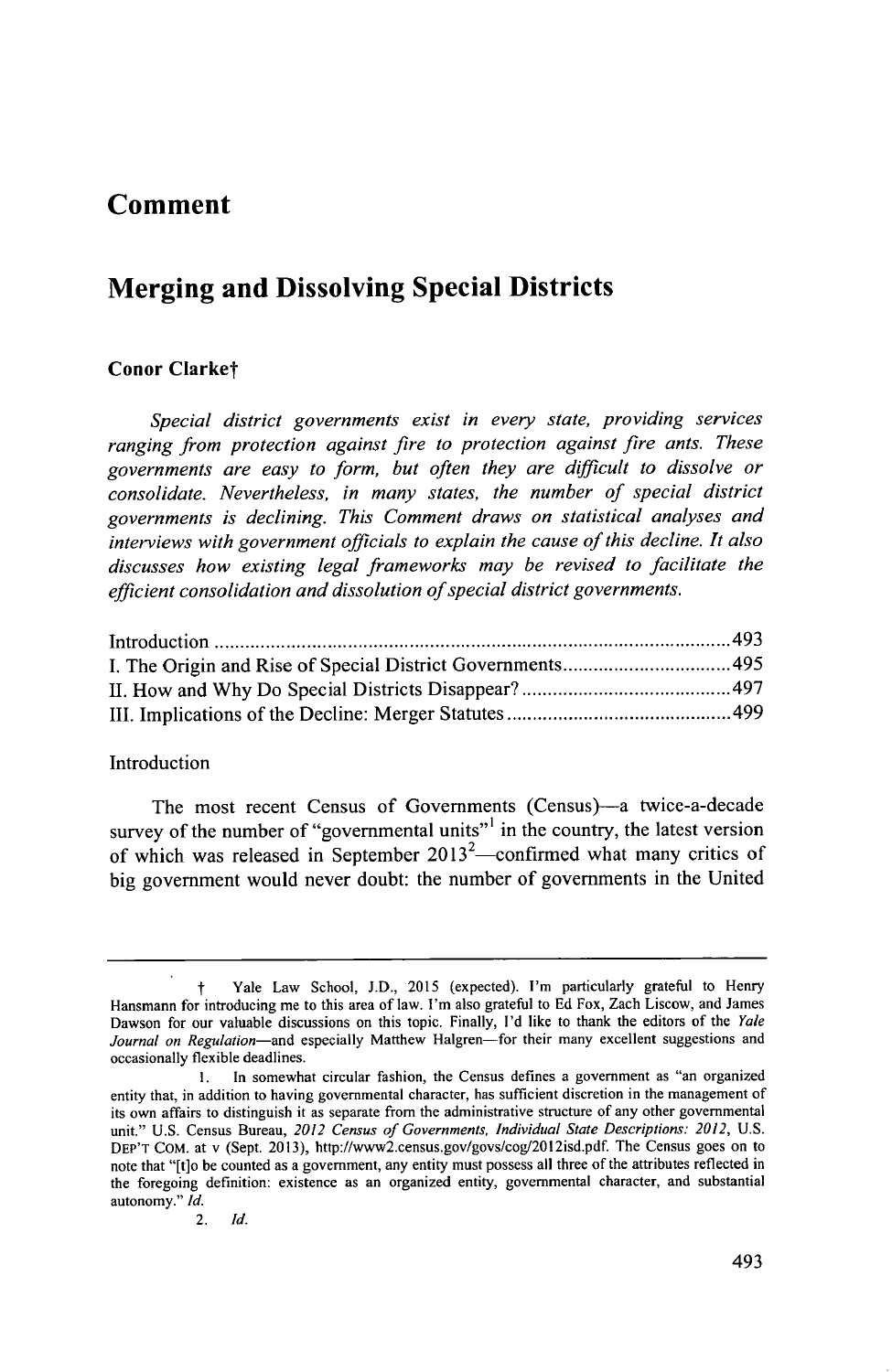# Comment

## Merging and Dissolving Special Districts

**Conor Clarke†**

*Special district governments exist in every state, providing services ranging from protection against fire to protection against fire ants. These governments are easy to form, but often they are difficult to dissolve or consolidate. Nevertheless, in many states, the number of special district governments is declining. This Comment draws on statistical analyses and interviews with government officials to explain the cause of this decline. It also discusses how existing legal frameworks may be revised to facilitate the efficient consolidation and dissolution of special district governments.*

Introduction .................................................................................................. 493
I. The Origin and Rise of Special District Governments ................................ 495
II. How and Why Do Special Districts Disappear? ........................................ 497
III. Implications of the Decline: Merger Statutes .......................................... 499

### Introduction

The most recent Census of Governments (Census)—a twice-a-decade survey of the number of "governmental units"[1] in the country, the latest version of which was released in September 2013[2]—confirmed what many critics of big government would never doubt: the number of governments in the United

---

† Yale Law School, J.D., 2015 (expected). I'm particularly grateful to Henry Hansmann for introducing me to this area of law. I'm also grateful to Ed Fox, Zach Liscow, and James Dawson for our valuable discussions on this topic. Finally, I'd like to thank the editors of the *Yale Journal on Regulation*—and especially Matthew Halgren—for their many excellent suggestions and occasionally flexible deadlines.

1. In somewhat circular fashion, the Census defines a government as "an organized entity that, in addition to having governmental character, has sufficient discretion in the management of its own affairs to distinguish it as separate from the administrative structure of any other governmental unit." U.S. Census Bureau, *2012 Census of Governments, Individual State Descriptions: 2012*, U.S. DEP'T COM. at v (Sept. 2013), http://www2.census.gov/govs/cog/2012isd.pdf. The Census goes on to note that "[t]o be counted as a government, any entity must possess all three of the attributes reflected in the foregoing definition: existence as an organized entity, governmental character, and substantial autonomy." *Id.*

2. *Id.*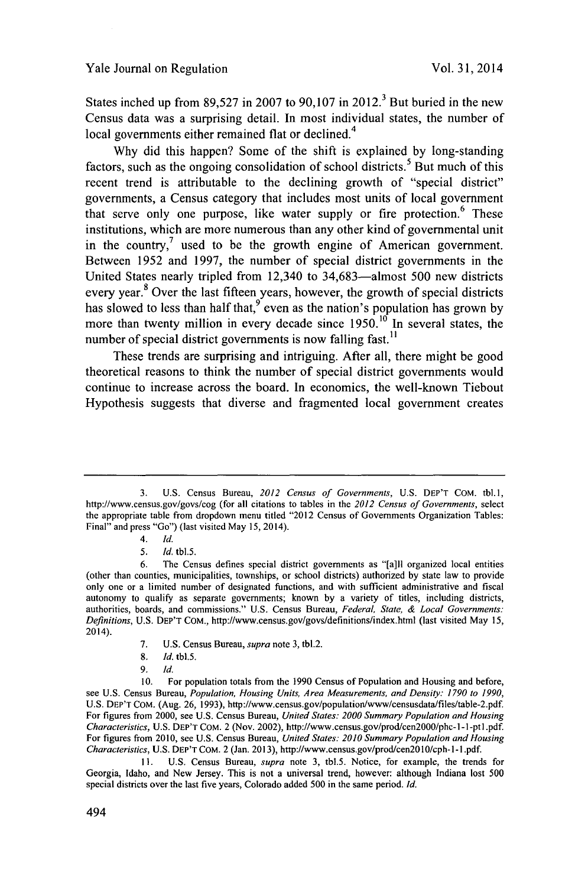States inched up from 89,527 in 2007 to 90,107 in 2012.[3] But buried in the new Census data was a surprising detail. In most individual states, the number of local governments either remained flat or declined.[4]

Why did this happen? Some of the shift is explained by long-standing factors, such as the ongoing consolidation of school districts.[5] But much of this recent trend is attributable to the declining growth of "special district" governments, a Census category that includes most units of local government that serve only one purpose, like water supply or fire protection.[6] These institutions, which are more numerous than any other kind of governmental unit in the country,[7] used to be the growth engine of American government. Between 1952 and 1997, the number of special district governments in the United States nearly tripled from 12,340 to 34,683—almost 500 new districts every year.[8] Over the last fifteen years, however, the growth of special districts has slowed to less than half that,[9] even as the nation's population has grown by more than twenty million in every decade since 1950.[10] In several states, the number of special district governments is now falling fast.[11]

These trends are surprising and intriguing. After all, there might be good theoretical reasons to think the number of special district governments would continue to increase across the board. In economics, the well-known Tiebout Hypothesis suggests that diverse and fragmented local government creates

---

3. U.S. Census Bureau, *2012 Census of Governments*, U.S. DEP'T COM. tbl.1, http://www.census.gov/govs/cog (for all citations to tables in the *2012 Census of Governments*, select the appropriate table from dropdown menu titled "2012 Census of Governments Organization Tables: Final" and press "Go") (last visited May 15, 2014).

4. *Id.*

5. *Id.* tbl.5.

6. The Census defines special district governments as "[a]ll organized local entities (other than counties, municipalities, townships, or school districts) authorized by state law to provide only one or a limited number of designated functions, and with sufficient administrative and fiscal autonomy to qualify as separate governments; known by a variety of titles, including districts, authorities, boards, and commissions." U.S. Census Bureau, *Federal, State, & Local Governments: Definitions*, U.S. DEP'T COM., http://www.census.gov/govs/definitions/index.html (last visited May 15, 2014).

7. U.S. Census Bureau, *supra* note 3, tbl.2.

8. *Id.* tbl.5.

9. *Id.*

10. For population totals from the 1990 Census of Population and Housing and before, see U.S. Census Bureau, *Population, Housing Units, Area Measurements, and Density: 1790 to 1990*, U.S. DEP'T COM. (Aug. 26, 1993), http://www.census.gov/population/www/censusdata/files/table-2.pdf. For figures from 2000, see U.S. Census Bureau, *United States: 2000 Summary Population and Housing Characteristics*, U.S. DEP'T COM. 2 (Nov. 2002), http://www.census.gov/prod/cen2000/phc-1-1-pt1.pdf. For figures from 2010, see U.S. Census Bureau, *United States: 2010 Summary Population and Housing Characteristics*, U.S. DEP'T COM. 2 (Jan. 2013), http://www.census.gov/prod/cen2010/cph-1-1.pdf.

11. U.S. Census Bureau, *supra* note 3, tbl.5. Notice, for example, the trends for Georgia, Idaho, and New Jersey. This is not a universal trend, however: although Indiana lost 500 special districts over the last five years, Colorado added 500 in the same period. *Id.*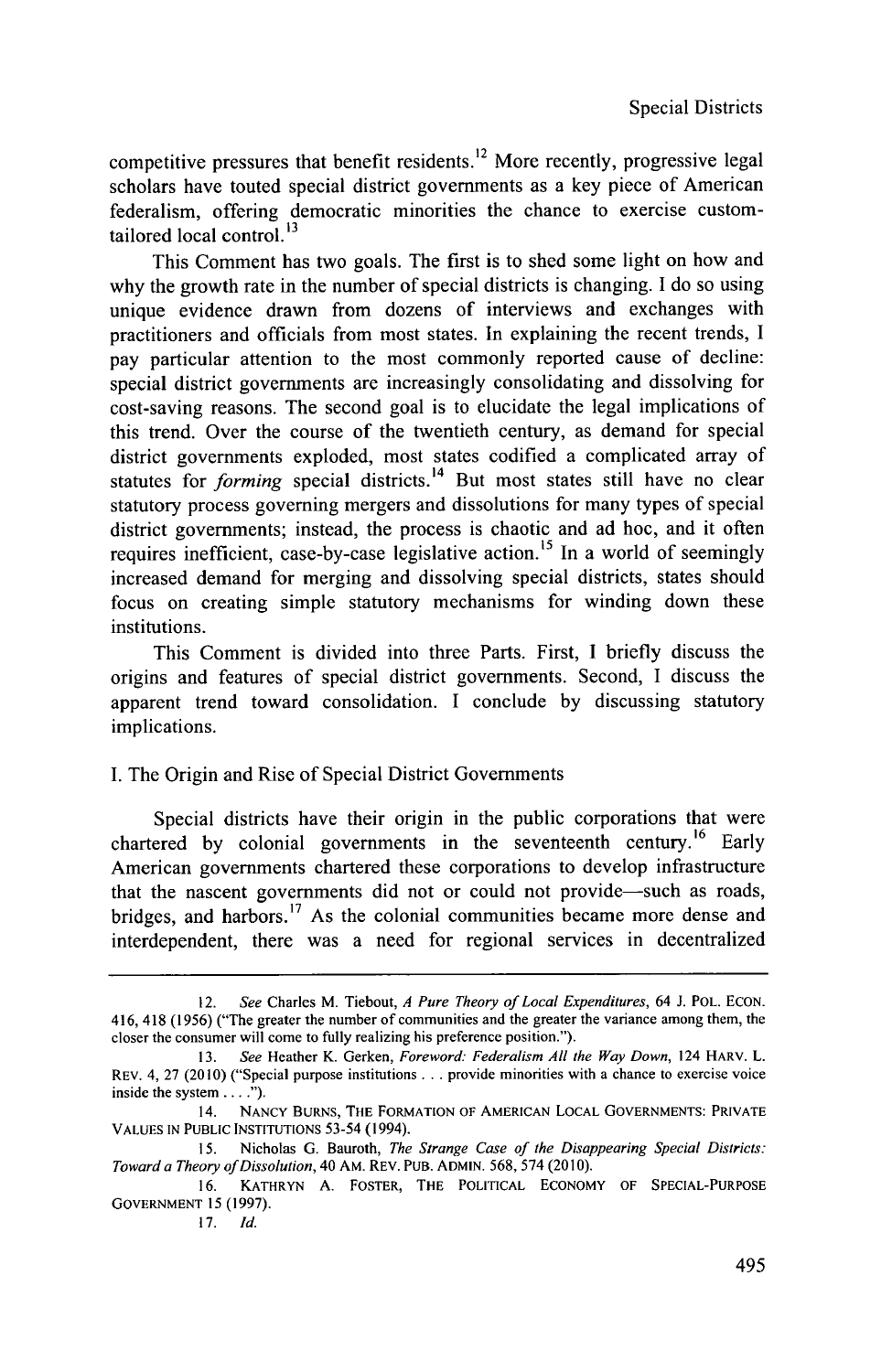competitive pressures that benefit residents.[12] More recently, progressive legal scholars have touted special district governments as a key piece of American federalism, offering democratic minorities the chance to exercise custom-tailored local control.[13]

This Comment has two goals. The first is to shed some light on how and why the growth rate in the number of special districts is changing. I do so using unique evidence drawn from dozens of interviews and exchanges with practitioners and officials from most states. In explaining the recent trends, I pay particular attention to the most commonly reported cause of decline: special district governments are increasingly consolidating and dissolving for cost-saving reasons. The second goal is to elucidate the legal implications of this trend. Over the course of the twentieth century, as demand for special district governments exploded, most states codified a complicated array of statutes for *forming* special districts.[14] But most states still have no clear statutory process governing mergers and dissolutions for many types of special district governments; instead, the process is chaotic and ad hoc, and it often requires inefficient, case-by-case legislative action.[15] In a world of seemingly increased demand for merging and dissolving special districts, states should focus on creating simple statutory mechanisms for winding down these institutions.

This Comment is divided into three Parts. First, I briefly discuss the origins and features of special district governments. Second, I discuss the apparent trend toward consolidation. I conclude by discussing statutory implications.

## I. The Origin and Rise of Special District Governments

Special districts have their origin in the public corporations that were chartered by colonial governments in the seventeenth century.[16] Early American governments chartered these corporations to develop infrastructure that the nascent governments did not or could not provide—such as roads, bridges, and harbors.[17] As the colonial communities became more dense and interdependent, there was a need for regional services in decentralized

---

12. *See* Charles M. Tiebout, *A Pure Theory of Local Expenditures*, 64 J. POL. ECON. 416, 418 (1956) ("The greater the number of communities and the greater the variance among them, the closer the consumer will come to fully realizing his preference position.").

13. *See* Heather K. Gerken, *Foreword: Federalism All the Way Down*, 124 HARV. L. REV. 4, 27 (2010) ("Special purpose institutions . . . provide minorities with a chance to exercise voice inside the system . . . .").

14. NANCY BURNS, THE FORMATION OF AMERICAN LOCAL GOVERNMENTS: PRIVATE VALUES IN PUBLIC INSTITUTIONS 53-54 (1994).

15. Nicholas G. Bauroth, *The Strange Case of the Disappearing Special Districts: Toward a Theory of Dissolution*, 40 AM. REV. PUB. ADMIN. 568, 574 (2010).

16. KATHRYN A. FOSTER, THE POLITICAL ECONOMY OF SPECIAL-PURPOSE GOVERNMENT 15 (1997).

17. *Id.*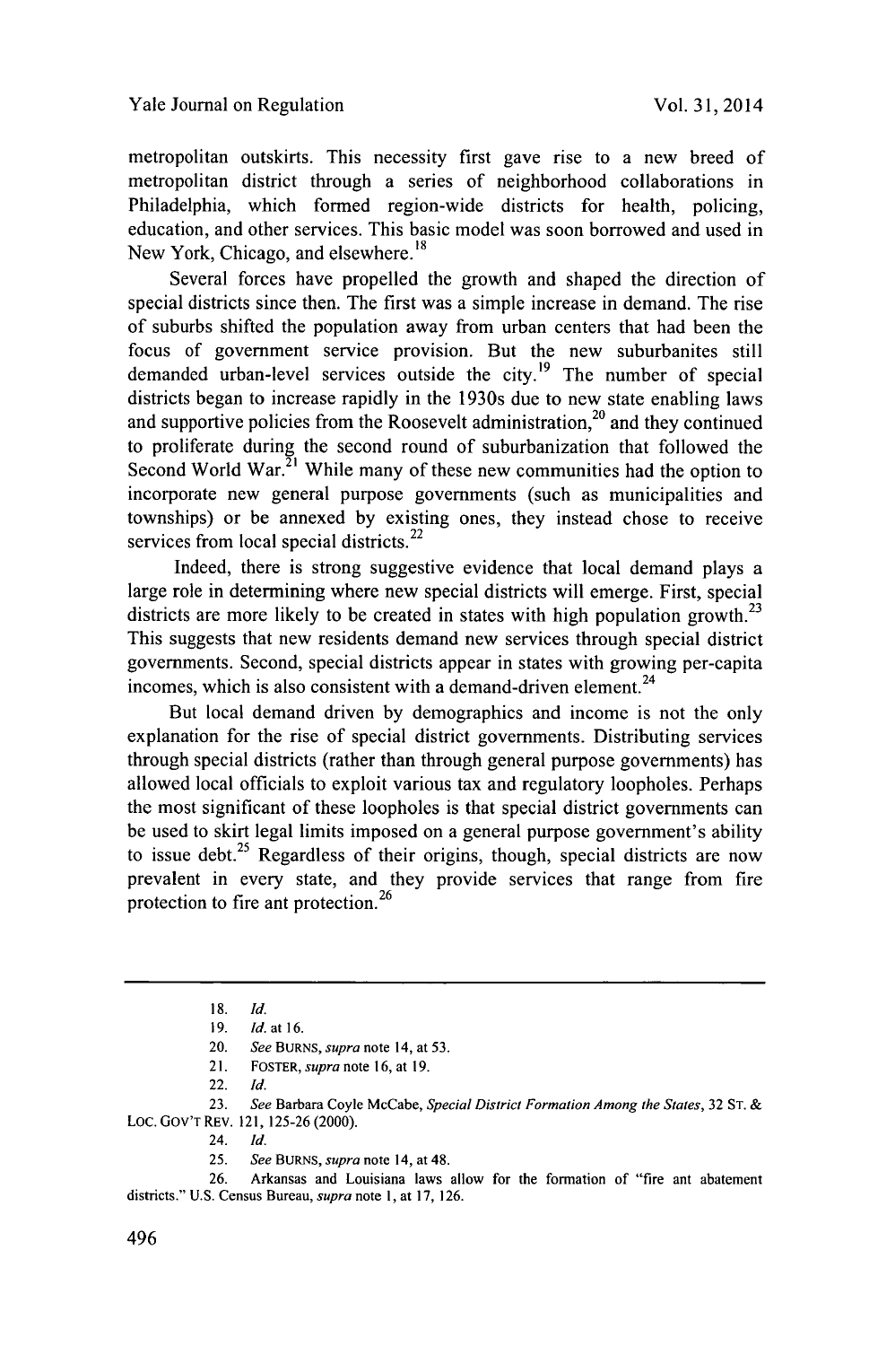metropolitan outskirts. This necessity first gave rise to a new breed of metropolitan district through a series of neighborhood collaborations in Philadelphia, which formed region-wide districts for health, policing, education, and other services. This basic model was soon borrowed and used in New York, Chicago, and elsewhere.[18]

Several forces have propelled the growth and shaped the direction of special districts since then. The first was a simple increase in demand. The rise of suburbs shifted the population away from urban centers that had been the focus of government service provision. But the new suburbanites still demanded urban-level services outside the city.[19] The number of special districts began to increase rapidly in the 1930s due to new state enabling laws and supportive policies from the Roosevelt administration,[20] and they continued to proliferate during the second round of suburbanization that followed the Second World War.[21] While many of these new communities had the option to incorporate new general purpose governments (such as municipalities and townships) or be annexed by existing ones, they instead chose to receive services from local special districts.[22]

Indeed, there is strong suggestive evidence that local demand plays a large role in determining where new special districts will emerge. First, special districts are more likely to be created in states with high population growth.[23] This suggests that new residents demand new services through special district governments. Second, special districts appear in states with growing per-capita incomes, which is also consistent with a demand-driven element.[24]

But local demand driven by demographics and income is not the only explanation for the rise of special district governments. Distributing services through special districts (rather than through general purpose governments) has allowed local officials to exploit various tax and regulatory loopholes. Perhaps the most significant of these loopholes is that special district governments can be used to skirt legal limits imposed on a general purpose government's ability to issue debt.[25] Regardless of their origins, though, special districts are now prevalent in every state, and they provide services that range from fire protection to fire ant protection.[26]

---

18. *Id.*
19. *Id.* at 16.
20. *See* BURNS, *supra* note 14, at 53.
21. FOSTER, *supra* note 16, at 19.
22. *Id.*
23. *See* Barbara Coyle McCabe, *Special District Formation Among the States*, 32 ST. & LOC. GOV'T REV. 121, 125-26 (2000).
24. *Id.*
25. *See* BURNS, *supra* note 14, at 48.
26. Arkansas and Louisiana laws allow for the formation of "fire ant abatement districts." U.S. Census Bureau, *supra* note 1, at 17, 126.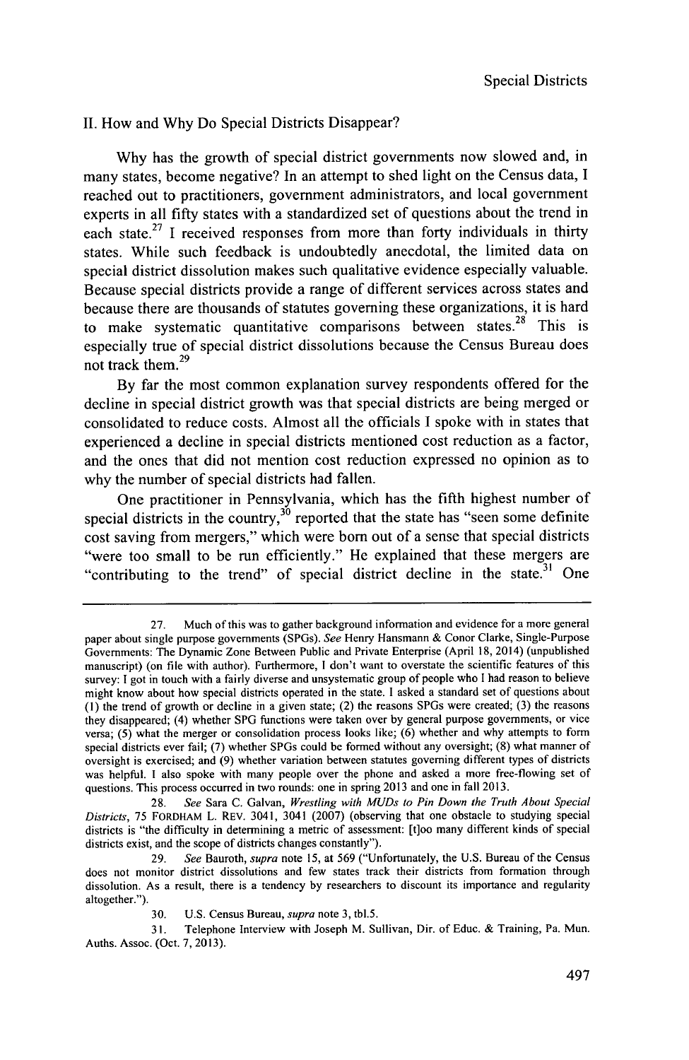## II. How and Why Do Special Districts Disappear?

Why has the growth of special district governments now slowed and, in many states, become negative? In an attempt to shed light on the Census data, I reached out to practitioners, government administrators, and local government experts in all fifty states with a standardized set of questions about the trend in each state.[27] I received responses from more than forty individuals in thirty states. While such feedback is undoubtedly anecdotal, the limited data on special district dissolution makes such qualitative evidence especially valuable. Because special districts provide a range of different services across states and because there are thousands of statutes governing these organizations, it is hard to make systematic quantitative comparisons between states.[28] This is especially true of special district dissolutions because the Census Bureau does not track them.[29]

By far the most common explanation survey respondents offered for the decline in special district growth was that special districts are being merged or consolidated to reduce costs. Almost all the officials I spoke with in states that experienced a decline in special districts mentioned cost reduction as a factor, and the ones that did not mention cost reduction expressed no opinion as to why the number of special districts had fallen.

One practitioner in Pennsylvania, which has the fifth highest number of special districts in the country,[30] reported that the state has "seen some definite cost saving from mergers," which were born out of a sense that special districts "were too small to be run efficiently." He explained that these mergers are "contributing to the trend" of special district decline in the state.[31] One

---

27. Much of this was to gather background information and evidence for a more general paper about single purpose governments (SPGs). *See* Henry Hansmann & Conor Clarke, Single-Purpose Governments: The Dynamic Zone Between Public and Private Enterprise (April 18, 2014) (unpublished manuscript) (on file with author). Furthermore, I don't want to overstate the scientific features of this survey: I got in touch with a fairly diverse and unsystematic group of people who I had reason to believe might know about how special districts operated in the state. I asked a standard set of questions about (1) the trend of growth or decline in a given state; (2) the reasons SPGs were created; (3) the reasons they disappeared; (4) whether SPG functions were taken over by general purpose governments, or vice versa; (5) what the merger or consolidation process looks like; (6) whether and why attempts to form special districts ever fail; (7) whether SPGs could be formed without any oversight; (8) what manner of oversight is exercised; and (9) whether variation between statutes governing different types of districts was helpful. I also spoke with many people over the phone and asked a more free-flowing set of questions. This process occurred in two rounds: one in spring 2013 and one in fall 2013.

28. *See* Sara C. Galvan, *Wrestling with MUDs to Pin Down the Truth About Special Districts*, 75 FORDHAM L. REV. 3041, 3041 (2007) (observing that one obstacle to studying special districts is "the difficulty in determining a metric of assessment: [t]oo many different kinds of special districts exist, and the scope of districts changes constantly").

29. *See* Bauroth, *supra* note 15, at 569 ("Unfortunately, the U.S. Bureau of the Census does not monitor district dissolutions and few states track their districts from formation through dissolution. As a result, there is a tendency by researchers to discount its importance and regularity altogether.").

30. U.S. Census Bureau, *supra* note 3, tbl.5.

31. Telephone Interview with Joseph M. Sullivan, Dir. of Educ. & Training, Pa. Mun. Auths. Assoc. (Oct. 7, 2013).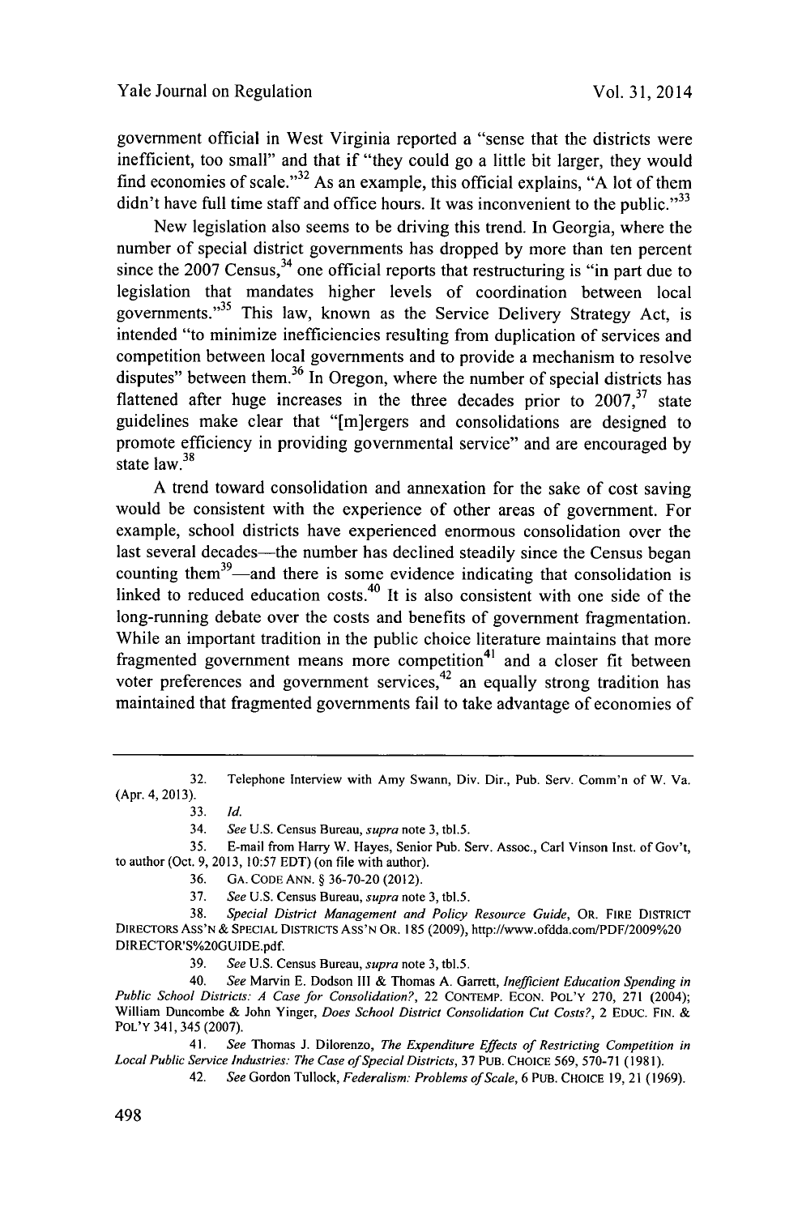government official in West Virginia reported a "sense that the districts were inefficient, too small" and that if "they could go a little bit larger, they would find economies of scale."[32] As an example, this official explains, "A lot of them didn't have full time staff and office hours. It was inconvenient to the public."[33]

New legislation also seems to be driving this trend. In Georgia, where the number of special district governments has dropped by more than ten percent since the 2007 Census,[34] one official reports that restructuring is "in part due to legislation that mandates higher levels of coordination between local governments."[35] This law, known as the Service Delivery Strategy Act, is intended "to minimize inefficiencies resulting from duplication of services and competition between local governments and to provide a mechanism to resolve disputes" between them.[36] In Oregon, where the number of special districts has flattened after huge increases in the three decades prior to 2007,[37] state guidelines make clear that "[m]ergers and consolidations are designed to promote efficiency in providing governmental service" and are encouraged by state law.[38]

A trend toward consolidation and annexation for the sake of cost saving would be consistent with the experience of other areas of government. For example, school districts have experienced enormous consolidation over the last several decades—the number has declined steadily since the Census began counting them[39]—and there is some evidence indicating that consolidation is linked to reduced education costs.[40] It is also consistent with one side of the long-running debate over the costs and benefits of government fragmentation. While an important tradition in the public choice literature maintains that more fragmented government means more competition[41] and a closer fit between voter preferences and government services,[42] an equally strong tradition has maintained that fragmented governments fail to take advantage of economies of

---

32. Telephone Interview with Amy Swann, Div. Dir., Pub. Serv. Comm'n of W. Va. (Apr. 4, 2013).

33. *Id.*

34. *See* U.S. Census Bureau, *supra* note 3, tbl.5.

35. E-mail from Harry W. Hayes, Senior Pub. Serv. Assoc., Carl Vinson Inst. of Gov't, to author (Oct. 9, 2013, 10:57 EDT) (on file with author).

36. GA. CODE ANN. § 36-70-20 (2012).

37. *See* U.S. Census Bureau, *supra* note 3, tbl.5.

38. *Special District Management and Policy Resource Guide*, OR. FIRE DISTRICT DIRECTORS ASS'N & SPECIAL DISTRICTS ASS'N OR. 185 (2009), http://www.ofdda.com/PDF/2009%20DIRECTOR'S%20GUIDE.pdf.

39. *See* U.S. Census Bureau, *supra* note 3, tbl.5.

40. *See* Marvin E. Dodson III & Thomas A. Garrett, *Inefficient Education Spending in Public School Districts: A Case for Consolidation?*, 22 CONTEMP. ECON. POL'Y 270, 271 (2004); William Duncombe & John Yinger, *Does School District Consolidation Cut Costs?*, 2 EDUC. FIN. & POL'Y 341, 345 (2007).

41. *See* Thomas J. Dilorenzo, *The Expenditure Effects of Restricting Competition in Local Public Service Industries: The Case of Special Districts*, 37 PUB. CHOICE 569, 570-71 (1981).

42. *See* Gordon Tullock, *Federalism: Problems of Scale*, 6 PUB. CHOICE 19, 21 (1969).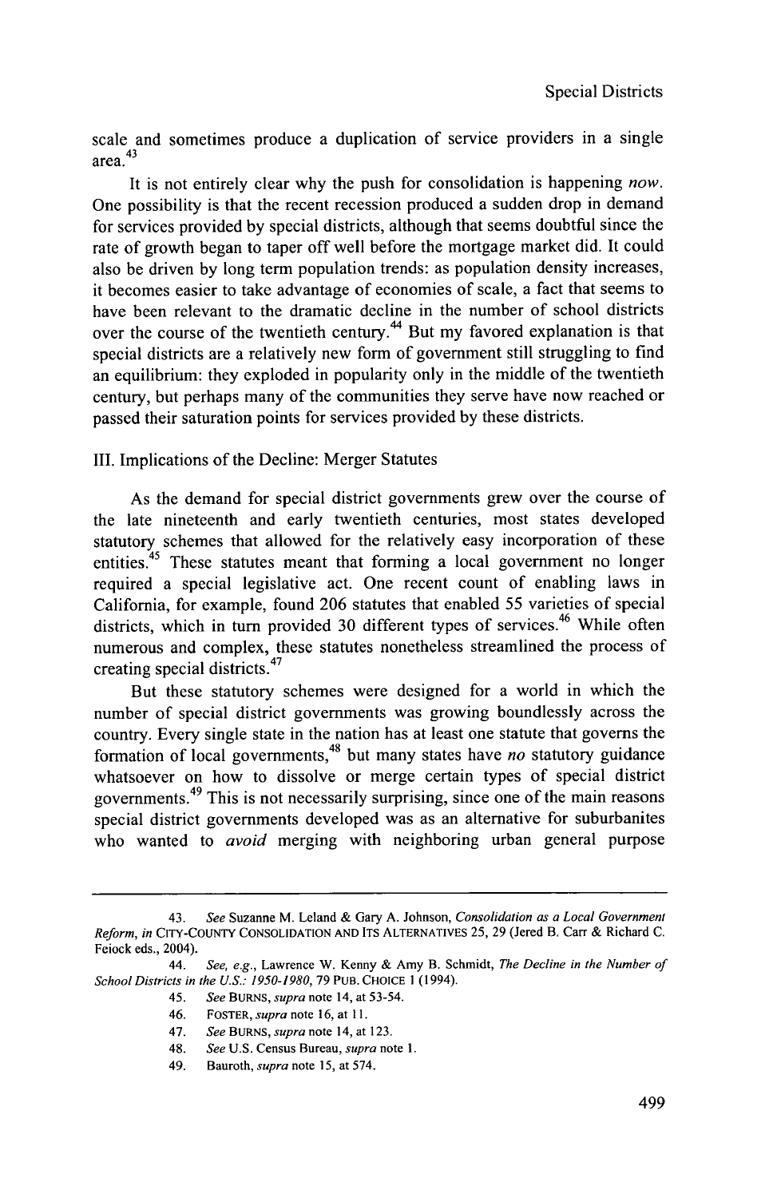scale and sometimes produce a duplication of service providers in a single area.[43]

It is not entirely clear why the push for consolidation is happening *now*. One possibility is that the recent recession produced a sudden drop in demand for services provided by special districts, although that seems doubtful since the rate of growth began to taper off well before the mortgage market did. It could also be driven by long term population trends: as population density increases, it becomes easier to take advantage of economies of scale, a fact that seems to have been relevant to the dramatic decline in the number of school districts over the course of the twentieth century.[44] But my favored explanation is that special districts are a relatively new form of government still struggling to find an equilibrium: they exploded in popularity only in the middle of the twentieth century, but perhaps many of the communities they serve have now reached or passed their saturation points for services provided by these districts.

## III. Implications of the Decline: Merger Statutes

As the demand for special district governments grew over the course of the late nineteenth and early twentieth centuries, most states developed statutory schemes that allowed for the relatively easy incorporation of these entities.[45] These statutes meant that forming a local government no longer required a special legislative act. One recent count of enabling laws in California, for example, found 206 statutes that enabled 55 varieties of special districts, which in turn provided 30 different types of services.[46] While often numerous and complex, these statutes nonetheless streamlined the process of creating special districts.[47]

But these statutory schemes were designed for a world in which the number of special district governments was growing boundlessly across the country. Every single state in the nation has at least one statute that governs the formation of local governments,[48] but many states have *no* statutory guidance whatsoever on how to dissolve or merge certain types of special district governments.[49] This is not necessarily surprising, since one of the main reasons special district governments developed was as an alternative for suburbanites who wanted to *avoid* merging with neighboring urban general purpose

---

43. *See* Suzanne M. Leland & Gary A. Johnson, *Consolidation as a Local Government Reform*, *in* CITY-COUNTY CONSOLIDATION AND ITS ALTERNATIVES 25, 29 (Jered B. Carr & Richard C. Feiock eds., 2004).

44. *See, e.g.*, Lawrence W. Kenny & Amy B. Schmidt, *The Decline in the Number of School Districts in the U.S.: 1950-1980*, 79 PUB. CHOICE 1 (1994).

45. *See* BURNS, *supra* note 14, at 53-54.

46. FOSTER, *supra* note 16, at 11.

47. *See* BURNS, *supra* note 14, at 123.

48. *See* U.S. Census Bureau, *supra* note 1.

49. Bauroth, *supra* note 15, at 574.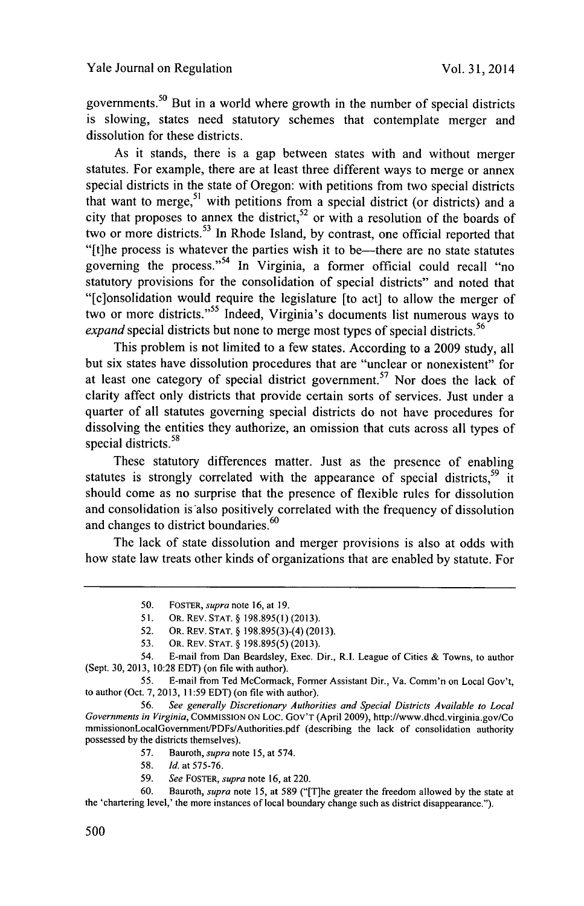governments.[50] But in a world where growth in the number of special districts is slowing, states need statutory schemes that contemplate merger and dissolution for these districts.

As it stands, there is a gap between states with and without merger statutes. For example, there are at least three different ways to merge or annex special districts in the state of Oregon: with petitions from two special districts that want to merge,[51] with petitions from a special district (or districts) and a city that proposes to annex the district,[52] or with a resolution of the boards of two or more districts.[53] In Rhode Island, by contrast, one official reported that "[t]he process is whatever the parties wish it to be—there are no state statutes governing the process."[54] In Virginia, a former official could recall "no statutory provisions for the consolidation of special districts" and noted that "[c]onsolidation would require the legislature [to act] to allow the merger of two or more districts."[55] Indeed, Virginia's documents list numerous ways to *expand* special districts but none to merge most types of special districts.[56]

This problem is not limited to a few states. According to a 2009 study, all but six states have dissolution procedures that are "unclear or nonexistent" for at least one category of special district government.[57] Nor does the lack of clarity affect only districts that provide certain sorts of services. Just under a quarter of all statutes governing special districts do not have procedures for dissolving the entities they authorize, an omission that cuts across all types of special districts.[58]

These statutory differences matter. Just as the presence of enabling statutes is strongly correlated with the appearance of special districts,[59] it should come as no surprise that the presence of flexible rules for dissolution and consolidation is also positively correlated with the frequency of dissolution and changes to district boundaries.[60]

The lack of state dissolution and merger provisions is also at odds with how state law treats other kinds of organizations that are enabled by statute. For

---

50. FOSTER, *supra* note 16, at 19.

51. OR. REV. STAT. § 198.895(1) (2013).

52. OR. REV. STAT. § 198.895(3)-(4) (2013).

53. OR. REV. STAT. § 198.895(5) (2013).

54. E-mail from Dan Beardsley, Exec. Dir., R.I. League of Cities & Towns, to author (Sept. 30, 2013, 10:28 EDT) (on file with author).

55. E-mail from Ted McCormack, Former Assistant Dir., Va. Comm'n on Local Gov't, to author (Oct. 7, 2013, 11:59 EDT) (on file with author).

56. *See generally Discretionary Authorities and Special Districts Available to Local Governments in Virginia*, COMMISSION ON LOC. GOV'T (April 2009), http://www.dhcd.virginia.gov/CommissiononLocalGovernment/PDFs/Authorities.pdf (describing the lack of consolidation authority possessed by the districts themselves).

57. Bauroth, *supra* note 15, at 574.

58. *Id.* at 575-76.

59. *See* FOSTER, *supra* note 16, at 220.

60. Bauroth, *supra* note 15, at 589 ("[T]he greater the freedom allowed by the state at the 'chartering level,' the more instances of local boundary change such as district disappearance.").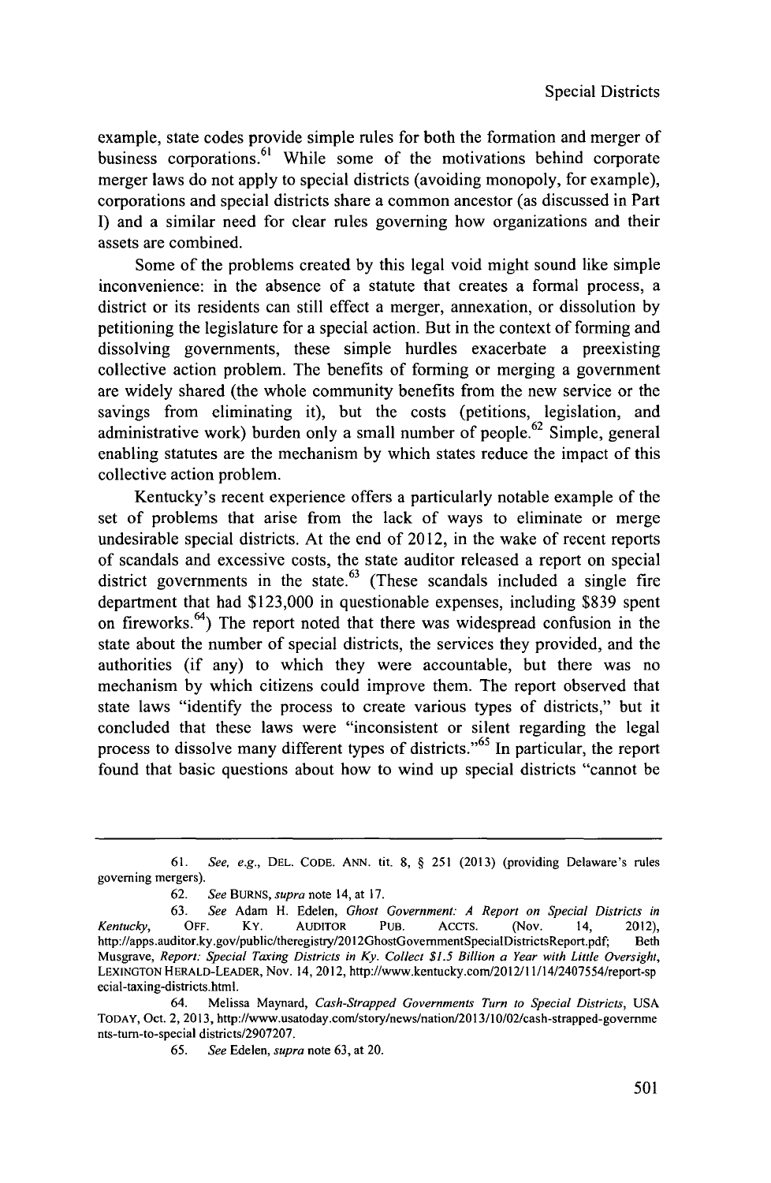example, state codes provide simple rules for both the formation and merger of business corporations.[61] While some of the motivations behind corporate merger laws do not apply to special districts (avoiding monopoly, for example), corporations and special districts share a common ancestor (as discussed in Part I) and a similar need for clear rules governing how organizations and their assets are combined.

Some of the problems created by this legal void might sound like simple inconvenience: in the absence of a statute that creates a formal process, a district or its residents can still effect a merger, annexation, or dissolution by petitioning the legislature for a special action. But in the context of forming and dissolving governments, these simple hurdles exacerbate a preexisting collective action problem. The benefits of forming or merging a government are widely shared (the whole community benefits from the new service or the savings from eliminating it), but the costs (petitions, legislation, and administrative work) burden only a small number of people.[62] Simple, general enabling statutes are the mechanism by which states reduce the impact of this collective action problem.

Kentucky's recent experience offers a particularly notable example of the set of problems that arise from the lack of ways to eliminate or merge undesirable special districts. At the end of 2012, in the wake of recent reports of scandals and excessive costs, the state auditor released a report on special district governments in the state.[63] (These scandals included a single fire department that had $123,000 in questionable expenses, including $839 spent on fireworks.[64]) The report noted that there was widespread confusion in the state about the number of special districts, the services they provided, and the authorities (if any) to which they were accountable, but there was no mechanism by which citizens could improve them. The report observed that state laws "identify the process to create various types of districts," but it concluded that these laws were "inconsistent or silent regarding the legal process to dissolve many different types of districts."[65] In particular, the report found that basic questions about how to wind up special districts "cannot be

---

61. *See, e.g.*, DEL. CODE. ANN. tit. 8, § 251 (2013) (providing Delaware's rules governing mergers).

62. *See* BURNS, *supra* note 14, at 17.

63. *See* Adam H. Edelen, *Ghost Government: A Report on Special Districts in Kentucky*, OFF. KY. AUDITOR PUB. ACCTS. (Nov. 14, 2012), http://apps.auditor.ky.gov/public/theregistry/2012GhostGovernmentSpecialDistrictsReport.pdf; Beth Musgrave, *Report: Special Taxing Districts in Ky. Collect $1.5 Billion a Year with Little Oversight*, LEXINGTON HERALD-LEADER, Nov. 14, 2012, http://www.kentucky.com/2012/11/14/2407554/report-special-taxing-districts.html.

64. Melissa Maynard, *Cash-Strapped Governments Turn to Special Districts*, USA TODAY, Oct. 2, 2013, http://www.usatoday.com/story/news/nation/2013/10/02/cash-strapped-governments-turn-to-special districts/2907207.

65. *See* Edelen, *supra* note 63, at 20.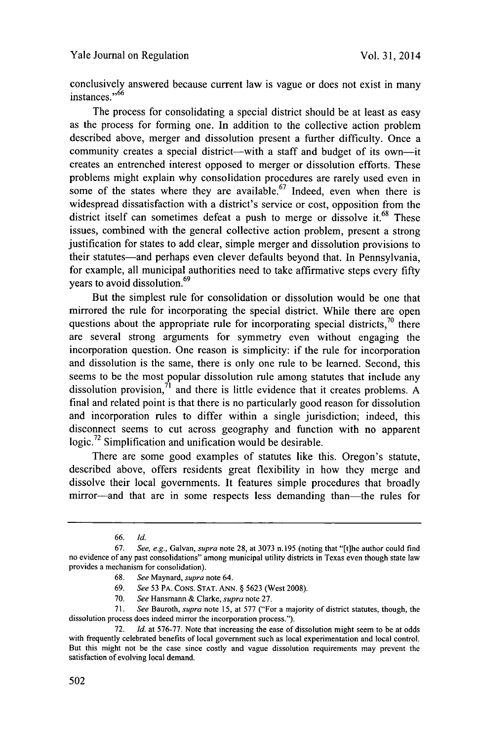conclusively answered because current law is vague or does not exist in many instances."[66]

The process for consolidating a special district should be at least as easy as the process for forming one. In addition to the collective action problem described above, merger and dissolution present a further difficulty. Once a community creates a special district—with a staff and budget of its own—it creates an entrenched interest opposed to merger or dissolution efforts. These problems might explain why consolidation procedures are rarely used even in some of the states where they are available.[67] Indeed, even when there is widespread dissatisfaction with a district's service or cost, opposition from the district itself can sometimes defeat a push to merge or dissolve it.[68] These issues, combined with the general collective action problem, present a strong justification for states to add clear, simple merger and dissolution provisions to their statutes—and perhaps even clever defaults beyond that. In Pennsylvania, for example, all municipal authorities need to take affirmative steps every fifty years to avoid dissolution.[69]

But the simplest rule for consolidation or dissolution would be one that mirrored the rule for incorporating the special district. While there are open questions about the appropriate rule for incorporating special districts,[70] there are several strong arguments for symmetry even without engaging the incorporation question. One reason is simplicity: if the rule for incorporation and dissolution is the same, there is only one rule to be learned. Second, this seems to be the most popular dissolution rule among statutes that include any dissolution provision,[71] and there is little evidence that it creates problems. A final and related point is that there is no particularly good reason for dissolution and incorporation rules to differ within a single jurisdiction; indeed, this disconnect seems to cut across geography and function with no apparent logic.[72] Simplification and unification would be desirable.

There are some good examples of statutes like this. Oregon's statute, described above, offers residents great flexibility in how they merge and dissolve their local governments. It features simple procedures that broadly mirror—and that are in some respects less demanding than—the rules for

---

66. *Id.*

67. *See, e.g.*, Galvan, *supra* note 28, at 3073 n.195 (noting that "[t]he author could find no evidence of any past consolidations" among municipal utility districts in Texas even though state law provides a mechanism for consolidation).

68. *See* Maynard, *supra* note 64.

69. *See* 53 PA. CONS. STAT. ANN. § 5623 (West 2008).

70. *See* Hansmann & Clarke, *supra* note 27.

71. *See* Bauroth, *supra* note 15, at 577 ("For a majority of district statutes, though, the dissolution process does indeed mirror the incorporation process.").

72. *Id.* at 576-77. Note that increasing the ease of dissolution might seem to be at odds with frequently celebrated benefits of local government such as local experimentation and local control. But this might not be the case since costly and vague dissolution requirements may prevent the satisfaction of evolving local demand.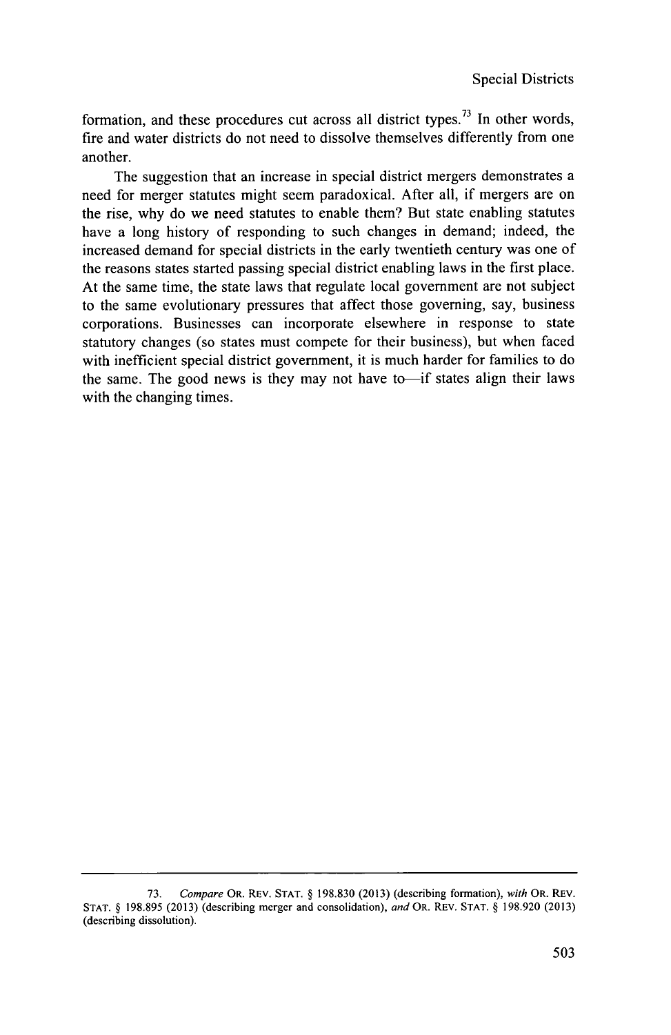formation, and these procedures cut across all district types.[73] In other words, fire and water districts do not need to dissolve themselves differently from one another.

The suggestion that an increase in special district mergers demonstrates a need for merger statutes might seem paradoxical. After all, if mergers are on the rise, why do we need statutes to enable them? But state enabling statutes have a long history of responding to such changes in demand; indeed, the increased demand for special districts in the early twentieth century was one of the reasons states started passing special district enabling laws in the first place. At the same time, the state laws that regulate local government are not subject to the same evolutionary pressures that affect those governing, say, business corporations. Businesses can incorporate elsewhere in response to state statutory changes (so states must compete for their business), but when faced with inefficient special district government, it is much harder for families to do the same. The good news is they may not have to—if states align their laws with the changing times.

---

73. *Compare* OR. REV. STAT. § 198.830 (2013) (describing formation), *with* OR. REV. STAT. § 198.895 (2013) (describing merger and consolidation), *and* OR. REV. STAT. § 198.920 (2013) (describing dissolution).